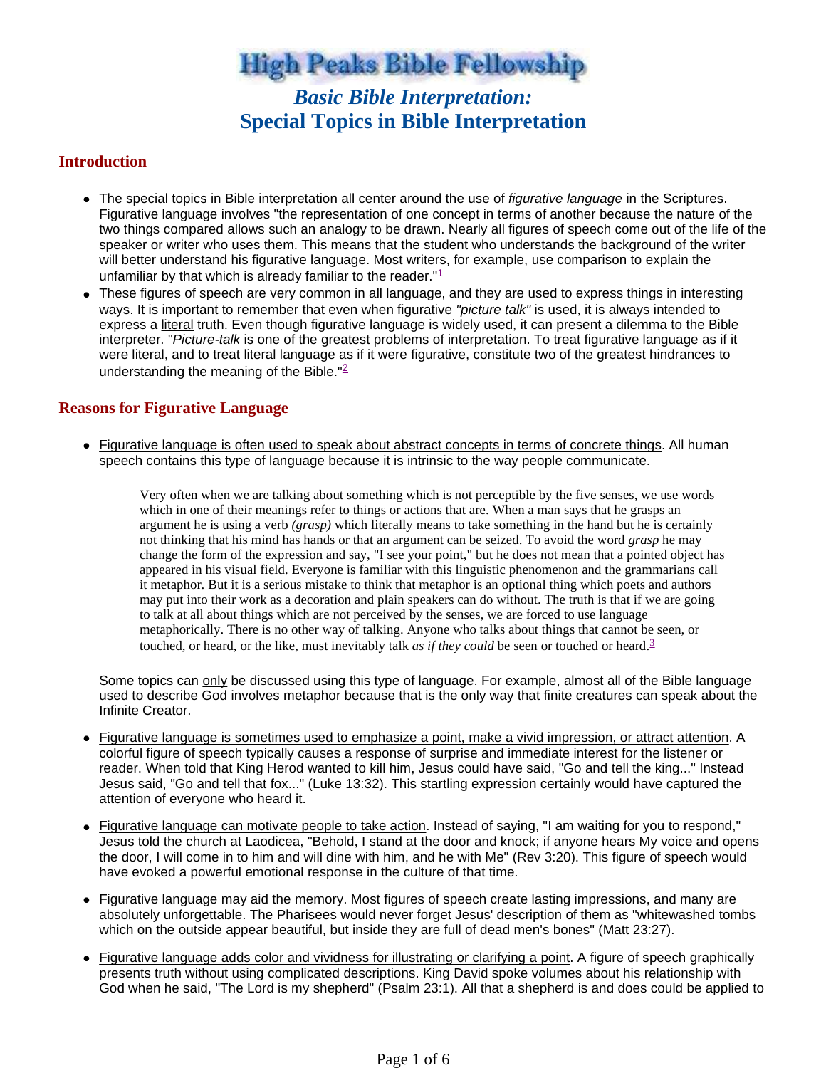# High Peaks Bible Fellowship

## *Basic Bible Interpretation:*
## Special Topics in Bible Interpretation

### Introduction

- The special topics in Bible interpretation all center around the use of *figurative language* in the Scriptures. Figurative language involves "the representation of one concept in terms of another because the nature of the two things compared allows such an analogy to be drawn. Nearly all figures of speech come out of the life of the speaker or writer who uses them. This means that the student who understands the background of the writer will better understand his figurative language. Most writers, for example, use comparison to explain the unfamiliar by that which is already familiar to the reader."[1]
- These figures of speech are very common in all language, and they are used to express things in interesting ways. It is important to remember that even when figurative *"picture talk"* is used, it is always intended to express a literal truth. Even though figurative language is widely used, it can present a dilemma to the Bible interpreter. "*Picture-talk* is one of the greatest problems of interpretation. To treat figurative language as if it were literal, and to treat literal language as if it were figurative, constitute two of the greatest hindrances to understanding the meaning of the Bible."[2]

### Reasons for Figurative Language

- Figurative language is often used to speak about abstract concepts in terms of concrete things. All human speech contains this type of language because it is intrinsic to the way people communicate.

  > Very often when we are talking about something which is not perceptible by the five senses, we use words which in one of their meanings refer to things or actions that are. When a man says that he grasps an argument he is using a verb *(grasp)* which literally means to take something in the hand but he is certainly not thinking that his mind has hands or that an argument can be seized. To avoid the word *grasp* he may change the form of the expression and say, "I see your point," but he does not mean that a pointed object has appeared in his visual field. Everyone is familiar with this linguistic phenomenon and the grammarians call it metaphor. But it is a serious mistake to think that metaphor is an optional thing which poets and authors may put into their work as a decoration and plain speakers can do without. The truth is that if we are going to talk at all about things which are not perceived by the senses, we are forced to use language metaphorically. There is no other way of talking. Anyone who talks about things that cannot be seen, or touched, or heard, or the like, must inevitably talk *as if they could* be seen or touched or heard.[3]

  Some topics can only be discussed using this type of language. For example, almost all of the Bible language used to describe God involves metaphor because that is the only way that finite creatures can speak about the Infinite Creator.

- Figurative language is sometimes used to emphasize a point, make a vivid impression, or attract attention. A colorful figure of speech typically causes a response of surprise and immediate interest for the listener or reader. When told that King Herod wanted to kill him, Jesus could have said, "Go and tell the king..." Instead Jesus said, "Go and tell that fox..." (Luke 13:32). This startling expression certainly would have captured the attention of everyone who heard it.

- Figurative language can motivate people to take action. Instead of saying, "I am waiting for you to respond," Jesus told the church at Laodicea, "Behold, I stand at the door and knock; if anyone hears My voice and opens the door, I will come in to him and will dine with him, and he with Me" (Rev 3:20). This figure of speech would have evoked a powerful emotional response in the culture of that time.

- Figurative language may aid the memory. Most figures of speech create lasting impressions, and many are absolutely unforgettable. The Pharisees would never forget Jesus' description of them as "whitewashed tombs which on the outside appear beautiful, but inside they are full of dead men's bones" (Matt 23:27).

- Figurative language adds color and vividness for illustrating or clarifying a point. A figure of speech graphically presents truth without using complicated descriptions. King David spoke volumes about his relationship with God when he said, "The Lord is my shepherd" (Psalm 23:1). All that a shepherd is and does could be applied to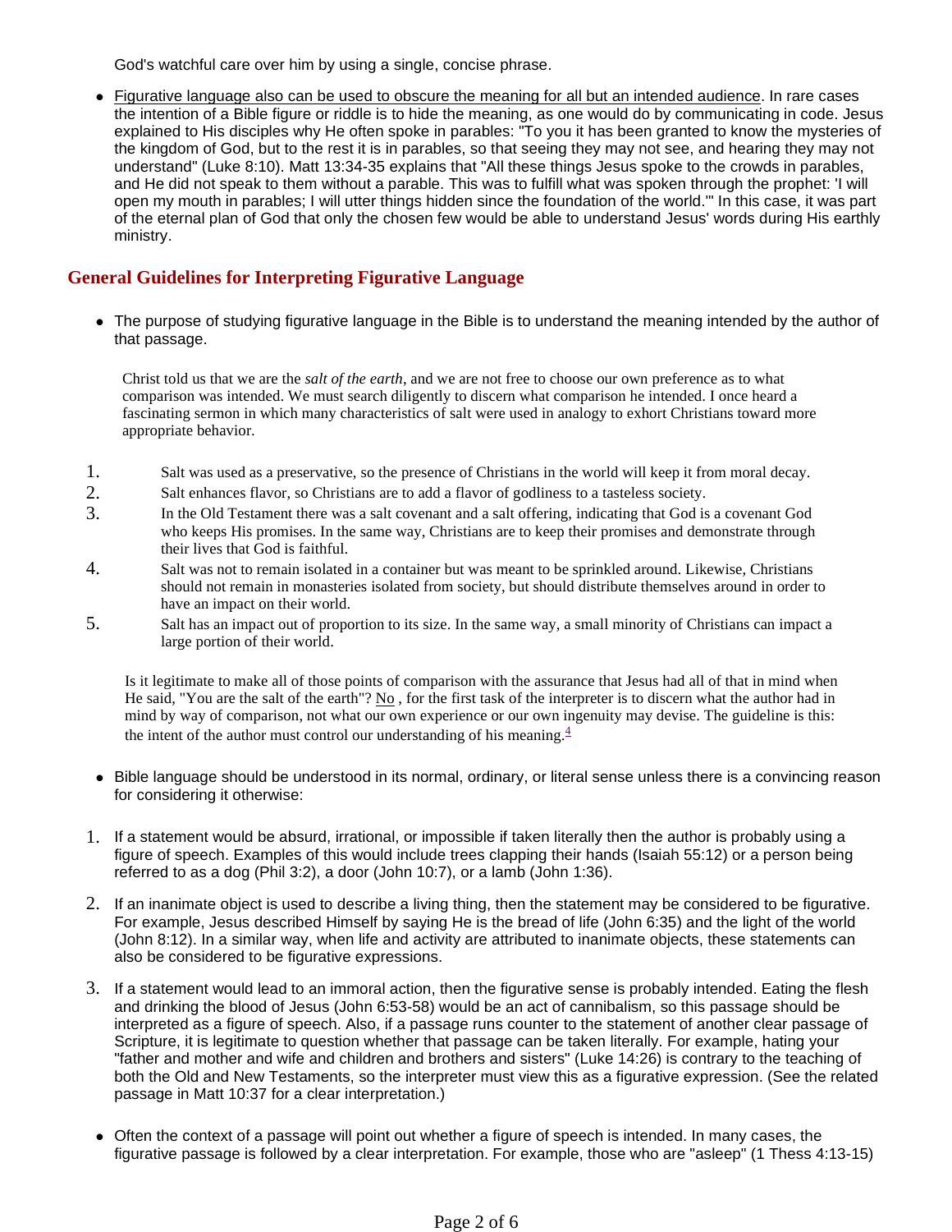God's watchful care over him by using a single, concise phrase.

- Figurative language also can be used to obscure the meaning for all but an intended audience. In rare cases the intention of a Bible figure or riddle is to hide the meaning, as one would do by communicating in code. Jesus explained to His disciples why He often spoke in parables: "To you it has been granted to know the mysteries of the kingdom of God, but to the rest it is in parables, so that seeing they may not see, and hearing they may not understand" (Luke 8:10). Matt 13:34-35 explains that "All these things Jesus spoke to the crowds in parables, and He did not speak to them without a parable. This was to fulfill what was spoken through the prophet: 'I will open my mouth in parables; I will utter things hidden since the foundation of the world.'" In this case, it was part of the eternal plan of God that only the chosen few would be able to understand Jesus' words during His earthly ministry.

## General Guidelines for Interpreting Figurative Language

- The purpose of studying figurative language in the Bible is to understand the meaning intended by the author of that passage.

> Christ told us that we are the *salt of the earth*, and we are not free to choose our own preference as to what comparison was intended. We must search diligently to discern what comparison he intended. I once heard a fascinating sermon in which many characteristics of salt were used in analogy to exhort Christians toward more appropriate behavior.

1. Salt was used as a preservative, so the presence of Christians in the world will keep it from moral decay.
2. Salt enhances flavor, so Christians are to add a flavor of godliness to a tasteless society.
3. In the Old Testament there was a salt covenant and a salt offering, indicating that God is a covenant God who keeps His promises. In the same way, Christians are to keep their promises and demonstrate through their lives that God is faithful.
4. Salt was not to remain isolated in a container but was meant to be sprinkled around. Likewise, Christians should not remain in monasteries isolated from society, but should distribute themselves around in order to have an impact on their world.
5. Salt has an impact out of proportion to its size. In the same way, a small minority of Christians can impact a large portion of their world.

> Is it legitimate to make all of those points of comparison with the assurance that Jesus had all of that in mind when He said, "You are the salt of the earth"? No , for the first task of the interpreter is to discern what the author had in mind by way of comparison, not what our own experience or our own ingenuity may devise. The guideline is this: the intent of the author must control our understanding of his meaning.[4]

- Bible language should be understood in its normal, ordinary, or literal sense unless there is a convincing reason for considering it otherwise:

1. If a statement would be absurd, irrational, or impossible if taken literally then the author is probably using a figure of speech. Examples of this would include trees clapping their hands (Isaiah 55:12) or a person being referred to as a dog (Phil 3:2), a door (John 10:7), or a lamb (John 1:36).
2. If an inanimate object is used to describe a living thing, then the statement may be considered to be figurative. For example, Jesus described Himself by saying He is the bread of life (John 6:35) and the light of the world (John 8:12). In a similar way, when life and activity are attributed to inanimate objects, these statements can also be considered to be figurative expressions.
3. If a statement would lead to an immoral action, then the figurative sense is probably intended. Eating the flesh and drinking the blood of Jesus (John 6:53-58) would be an act of cannibalism, so this passage should be interpreted as a figure of speech. Also, if a passage runs counter to the statement of another clear passage of Scripture, it is legitimate to question whether that passage can be taken literally. For example, hating your "father and mother and wife and children and brothers and sisters" (Luke 14:26) is contrary to the teaching of both the Old and New Testaments, so the interpreter must view this as a figurative expression. (See the related passage in Matt 10:37 for a clear interpretation.)

- Often the context of a passage will point out whether a figure of speech is intended. In many cases, the figurative passage is followed by a clear interpretation. For example, those who are "asleep" (1 Thess 4:13-15)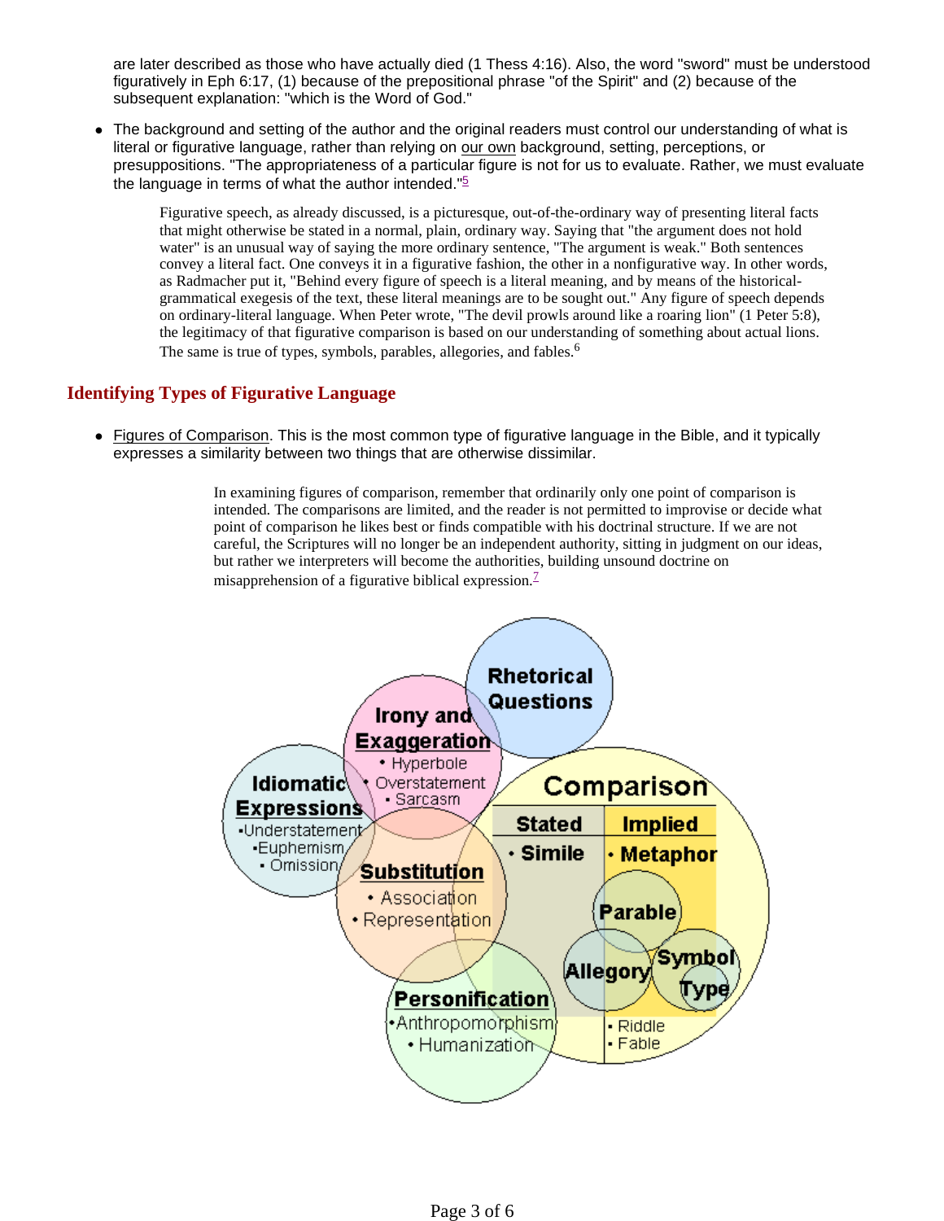are later described as those who have actually died (1 Thess 4:16). Also, the word "sword" must be understood figuratively in Eph 6:17, (1) because of the prepositional phrase "of the Spirit" and (2) because of the subsequent explanation: "which is the Word of God."

- The background and setting of the author and the original readers must control our understanding of what is literal or figurative language, rather than relying on our own background, setting, perceptions, or presuppositions. "The appropriateness of a particular figure is not for us to evaluate. Rather, we must evaluate the language in terms of what the author intended."[5]

> Figurative speech, as already discussed, is a picturesque, out-of-the-ordinary way of presenting literal facts that might otherwise be stated in a normal, plain, ordinary way. Saying that "the argument does not hold water" is an unusual way of saying the more ordinary sentence, "The argument is weak." Both sentences convey a literal fact. One conveys it in a figurative fashion, the other in a nonfigurative way. In other words, as Radmacher put it, "Behind every figure of speech is a literal meaning, and by means of the historical-grammatical exegesis of the text, these literal meanings are to be sought out." Any figure of speech depends on ordinary-literal language. When Peter wrote, "The devil prowls around like a roaring lion" (1 Peter 5:8), the legitimacy of that figurative comparison is based on our understanding of something about actual lions. The same is true of types, symbols, parables, allegories, and fables.[6]

## Identifying Types of Figurative Language

- Figures of Comparison. This is the most common type of figurative language in the Bible, and it typically expresses a similarity between two things that are otherwise dissimilar.

> In examining figures of comparison, remember that ordinarily only one point of comparison is intended. The comparisons are limited, and the reader is not permitted to improvise or decide what point of comparison he likes best or finds compatible with his doctrinal structure. If we are not careful, the Scriptures will no longer be an independent authority, sitting in judgment on our ideas, but rather we interpreters will become the authorities, building unsound doctrine on misapprehension of a figurative biblical expression.[7]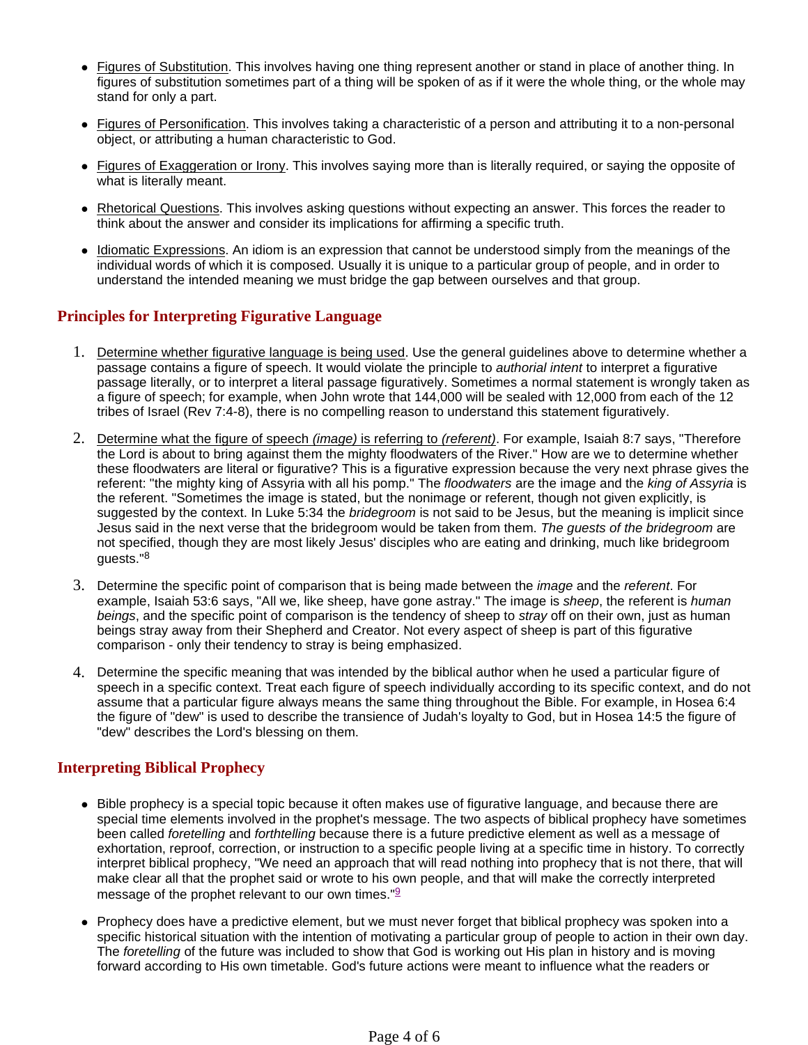- Figures of Substitution. This involves having one thing represent another or stand in place of another thing. In figures of substitution sometimes part of a thing will be spoken of as if it were the whole thing, or the whole may stand for only a part.
- Figures of Personification. This involves taking a characteristic of a person and attributing it to a non-personal object, or attributing a human characteristic to God.
- Figures of Exaggeration or Irony. This involves saying more than is literally required, or saying the opposite of what is literally meant.
- Rhetorical Questions. This involves asking questions without expecting an answer. This forces the reader to think about the answer and consider its implications for affirming a specific truth.
- Idiomatic Expressions. An idiom is an expression that cannot be understood simply from the meanings of the individual words of which it is composed. Usually it is unique to a particular group of people, and in order to understand the intended meaning we must bridge the gap between ourselves and that group.

## Principles for Interpreting Figurative Language

1. Determine whether figurative language is being used. Use the general guidelines above to determine whether a passage contains a figure of speech. It would violate the principle to *authorial intent* to interpret a figurative passage literally, or to interpret a literal passage figuratively. Sometimes a normal statement is wrongly taken as a figure of speech; for example, when John wrote that 144,000 will be sealed with 12,000 from each of the 12 tribes of Israel (Rev 7:4-8), there is no compelling reason to understand this statement figuratively.
2. Determine what the figure of speech *(image)* is referring to *(referent)*. For example, Isaiah 8:7 says, "Therefore the Lord is about to bring against them the mighty floodwaters of the River." How are we to determine whether these floodwaters are literal or figurative? This is a figurative expression because the very next phrase gives the referent: "the mighty king of Assyria with all his pomp." The *floodwaters* are the image and the *king of Assyria* is the referent. "Sometimes the image is stated, but the nonimage or referent, though not given explicitly, is suggested by the context. In Luke 5:34 the *bridegroom* is not said to be Jesus, but the meaning is implicit since Jesus said in the next verse that the bridegroom would be taken from them. *The guests of the bridegroom* are not specified, though they are most likely Jesus' disciples who are eating and drinking, much like bridegroom guests."[8]
3. Determine the specific point of comparison that is being made between the *image* and the *referent*. For example, Isaiah 53:6 says, "All we, like sheep, have gone astray." The image is *sheep*, the referent is *human beings*, and the specific point of comparison is the tendency of sheep to *stray* off on their own, just as human beings stray away from their Shepherd and Creator. Not every aspect of sheep is part of this figurative comparison - only their tendency to stray is being emphasized.
4. Determine the specific meaning that was intended by the biblical author when he used a particular figure of speech in a specific context. Treat each figure of speech individually according to its specific context, and do not assume that a particular figure always means the same thing throughout the Bible. For example, in Hosea 6:4 the figure of "dew" is used to describe the transience of Judah's loyalty to God, but in Hosea 14:5 the figure of "dew" describes the Lord's blessing on them.

## Interpreting Biblical Prophecy

- Bible prophecy is a special topic because it often makes use of figurative language, and because there are special time elements involved in the prophet's message. The two aspects of biblical prophecy have sometimes been called *foretelling* and *forthtelling* because there is a future predictive element as well as a message of exhortation, reproof, correction, or instruction to a specific people living at a specific time in history. To correctly interpret biblical prophecy, "We need an approach that will read nothing into prophecy that is not there, that will make clear all that the prophet said or wrote to his own people, and that will make the correctly interpreted message of the prophet relevant to our own times."[9]
- Prophecy does have a predictive element, but we must never forget that biblical prophecy was spoken into a specific historical situation with the intention of motivating a particular group of people to action in their own day. The *foretelling* of the future was included to show that God is working out His plan in history and is moving forward according to His own timetable. God's future actions were meant to influence what the readers or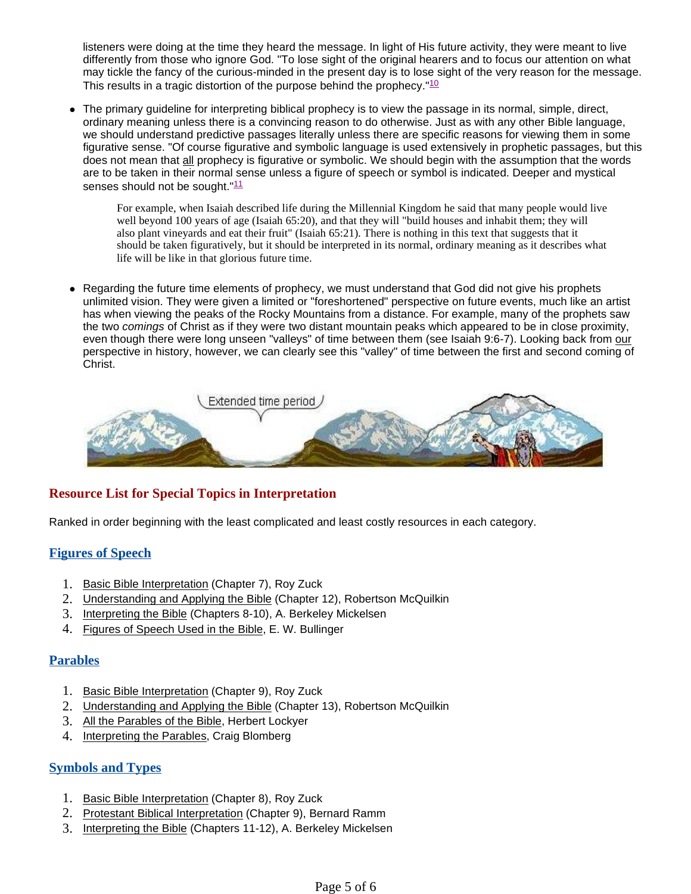listeners were doing at the time they heard the message. In light of His future activity, they were meant to live differently from those who ignore God. "To lose sight of the original hearers and to focus our attention on what may tickle the fancy of the curious-minded in the present day is to lose sight of the very reason for the message. This results in a tragic distortion of the purpose behind the prophecy."[10]

- The primary guideline for interpreting biblical prophecy is to view the passage in its normal, simple, direct, ordinary meaning unless there is a convincing reason to do otherwise. Just as with any other Bible language, we should understand predictive passages literally unless there are specific reasons for viewing them in some figurative sense. "Of course figurative and symbolic language is used extensively in prophetic passages, but this does not mean that all prophecy is figurative or symbolic. We should begin with the assumption that the words are to be taken in their normal sense unless a figure of speech or symbol is indicated. Deeper and mystical senses should not be sought."[11]

  > For example, when Isaiah described life during the Millennial Kingdom he said that many people would live well beyond 100 years of age (Isaiah 65:20), and that they will "build houses and inhabit them; they will also plant vineyards and eat their fruit" (Isaiah 65:21). There is nothing in this text that suggests that it should be taken figuratively, but it should be interpreted in its normal, ordinary meaning as it describes what life will be like in that glorious future time.

- Regarding the future time elements of prophecy, we must understand that God did not give his prophets unlimited vision. They were given a limited or "foreshortened" perspective on future events, much like an artist has when viewing the peaks of the Rocky Mountains from a distance. For example, many of the prophets saw the two *comings* of Christ as if they were two distant mountain peaks which appeared to be in close proximity, even though there were long unseen "valleys" of time between them (see Isaiah 9:6-7). Looking back from our perspective in history, however, we can clearly see this "valley" of time between the first and second coming of Christ.

Extended time period

## Resource List for Special Topics in Interpretation

Ranked in order beginning with the least complicated and least costly resources in each category.

### Figures of Speech

1. Basic Bible Interpretation (Chapter 7), Roy Zuck
2. Understanding and Applying the Bible (Chapter 12), Robertson McQuilkin
3. Interpreting the Bible (Chapters 8-10), A. Berkeley Mickelsen
4. Figures of Speech Used in the Bible, E. W. Bullinger

### Parables

1. Basic Bible Interpretation (Chapter 9), Roy Zuck
2. Understanding and Applying the Bible (Chapter 13), Robertson McQuilkin
3. All the Parables of the Bible, Herbert Lockyer
4. Interpreting the Parables, Craig Blomberg

### Symbols and Types

1. Basic Bible Interpretation (Chapter 8), Roy Zuck
2. Protestant Biblical Interpretation (Chapter 9), Bernard Ramm
3. Interpreting the Bible (Chapters 11-12), A. Berkeley Mickelsen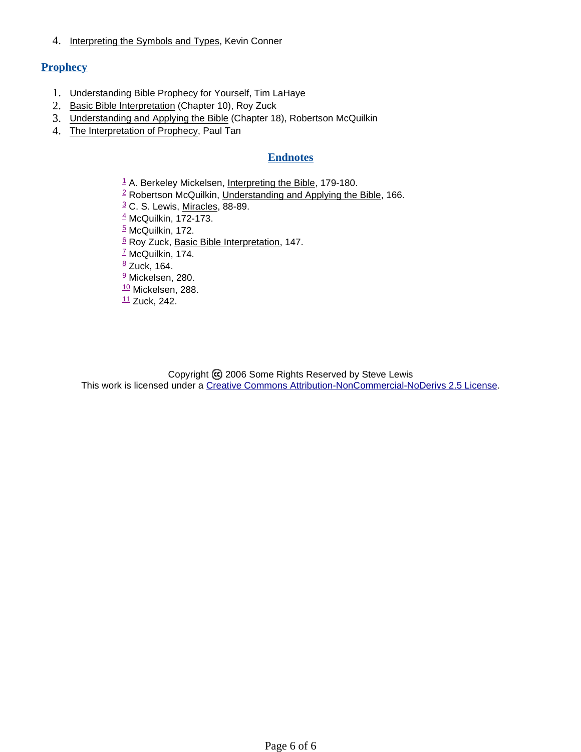4. Interpreting the Symbols and Types, Kevin Conner

## Prophecy

1. Understanding Bible Prophecy for Yourself, Tim LaHaye
2. Basic Bible Interpretation (Chapter 10), Roy Zuck
3. Understanding and Applying the Bible (Chapter 18), Robertson McQuilkin
4. The Interpretation of Prophecy, Paul Tan

## Endnotes

[1] A. Berkeley Mickelsen, Interpreting the Bible, 179-180.
[2] Robertson McQuilkin, Understanding and Applying the Bible, 166.
[3] C. S. Lewis, Miracles, 88-89.
[4] McQuilkin, 172-173.
[5] McQuilkin, 172.
[6] Roy Zuck, Basic Bible Interpretation, 147.
[7] McQuilkin, 174.
[8] Zuck, 164.
[9] Mickelsen, 280.
[10] Mickelsen, 288.
[11] Zuck, 242.

Copyright © 2006 Some Rights Reserved by Steve Lewis
This work is licensed under a Creative Commons Attribution-NonCommercial-NoDerivs 2.5 License.